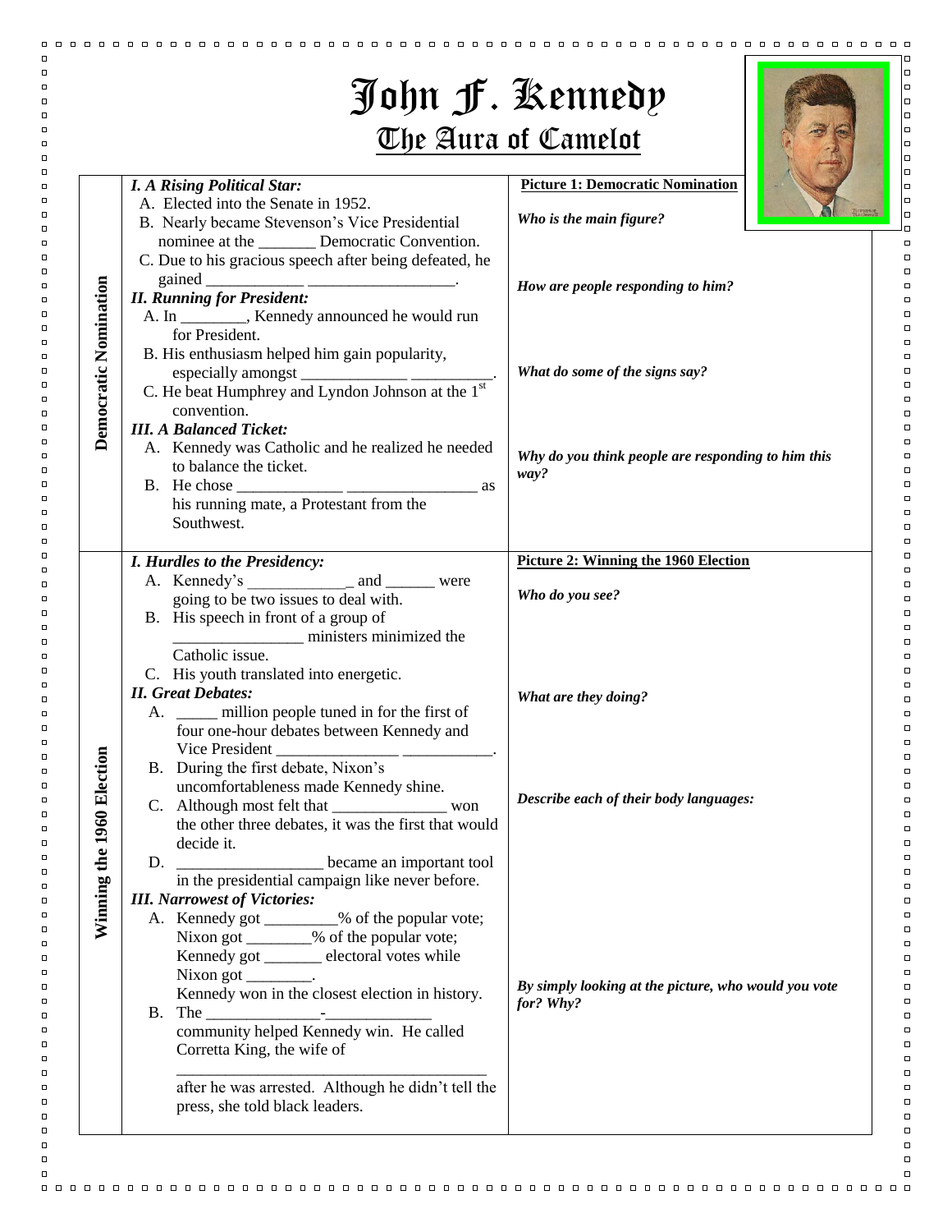# John F. Kennedy

## The Aura of Camelot

| | | |
|---|---|---|
| **Democratic Nomination** | ***I. A Rising Political Star:***<br>A. Elected into the Senate in 1952.<br>B. Nearly became Stevenson's Vice Presidential nominee at the _______ Democratic Convention.<br>C. Due to his gracious speech after being defeated, he gained ____________ __________________.<br>***II. Running for President:***<br>A. In ________, Kennedy announced he would run for President.<br>B. His enthusiasm helped him gain popularity, especially amongst _____________ __________.<br>C. He beat Humphrey and Lyndon Johnson at the 1st convention.<br>***III. A Balanced Ticket:***<br>A. Kennedy was Catholic and he realized he needed to balance the ticket.<br>B. He chose _____________ ________________ as his running mate, a Protestant from the Southwest. | **Picture 1: Democratic Nomination**<br>***Who is the main figure?***<br>***How are people responding to him?***<br>***What do some of the signs say?***<br>***Why do you think people are responding to him this way?*** |
| **Winning the 1960 Election** | ***I. Hurdles to the Presidency:***<br>A. Kennedy's _____________ and ______ were going to be two issues to deal with.<br>B. His speech in front of a group of ________________ ministers minimized the Catholic issue.<br>C. His youth translated into energetic.<br>***II. Great Debates:***<br>A. _____ million people tuned in for the first of four one-hour debates between Kennedy and Vice President _______________ ___________.<br>B. During the first debate, Nixon's uncomfortableness made Kennedy shine.<br>C. Although most felt that ______________ won the other three debates, it was the first that would decide it.<br>D. __________________ became an important tool in the presidential campaign like never before.<br>***III. Narrowest of Victories:***<br>A. Kennedy got _________% of the popular vote; Nixon got ________% of the popular vote; Kennedy got _______ electoral votes while Nixon got ________. Kennedy won in the closest election in history.<br>B. The ______________-_____________ community helped Kennedy win. He called Corretta King, the wife of _______________________________________ after he was arrested. Although he didn't tell the press, she told black leaders. | **Picture 2: Winning the 1960 Election**<br>***Who do you see?***<br>***What are they doing?***<br>***Describe each of their body languages:***<br>***By simply looking at the picture, who would you vote for? Why?*** |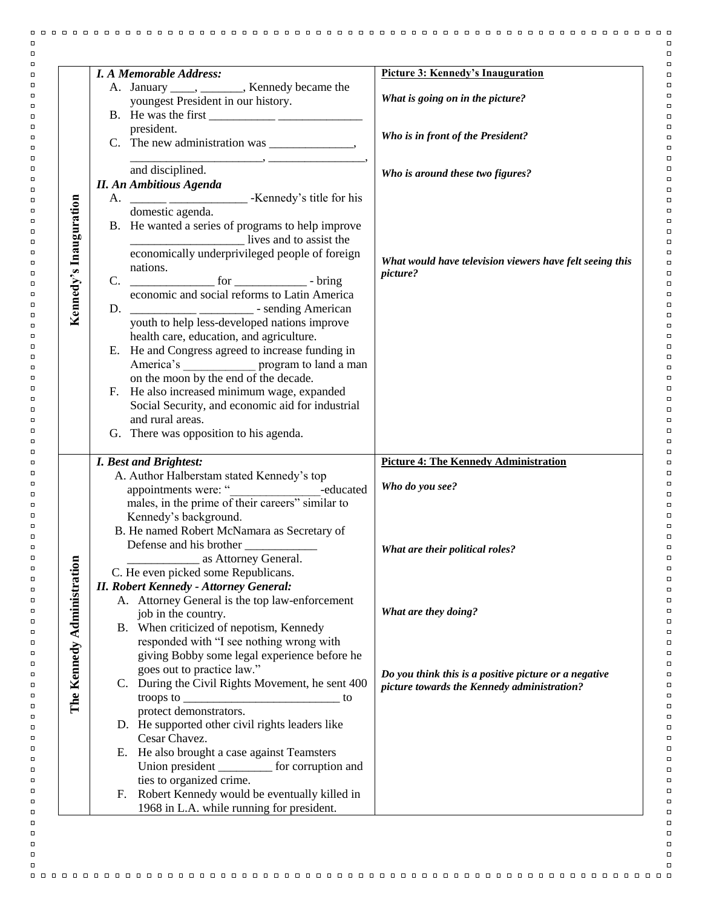| | | |
|---|---|---|
| **Kennedy's Inauguration** | ***I. A Memorable Address:***<br>A. January ____, _______, Kennedy became the youngest President in our history.<br>B. He was the first ___________ ______________ president.<br>C. The new administration was ______________, ______________________, ________________, and disciplined.<br>***II. An Ambitious Agenda***<br>A. ______ _____________ -Kennedy's title for his domestic agenda.<br>B. He wanted a series of programs to help improve __________________ lives and to assist the economically underprivileged people of foreign nations.<br>C. _____________ for ____________ - bring economic and social reforms to Latin America<br>D. ___________ _________ - sending American youth to help less-developed nations improve health care, education, and agriculture.<br>E. He and Congress agreed to increase funding in America's ____________ program to land a man on the moon by the end of the decade.<br>F. He also increased minimum wage, expanded Social Security, and economic aid for industrial and rural areas.<br>G. There was opposition to his agenda. | **Picture 3: Kennedy's Inauguration**<br>***What is going on in the picture?***<br>***Who is in front of the President?***<br>***Who is around these two figures?***<br>***What would have television viewers have felt seeing this picture?*** |
| **The Kennedy Administration** | ***I. Best and Brightest:***<br>A. Author Halberstam stated Kennedy's top appointments were: "_______________-educated males, in the prime of their careers" similar to Kennedy's background.<br>B. He named Robert McNamara as Secretary of Defense and his brother ____________ ____________ as Attorney General.<br>C. He even picked some Republicans.<br>***II. Robert Kennedy - Attorney General:***<br>A. Attorney General is the top law-enforcement job in the country.<br>B. When criticized of nepotism, Kennedy responded with "I see nothing wrong with giving Bobby some legal experience before he goes out to practice law."<br>C. During the Civil Rights Movement, he sent 400 troops to __________________________ to protect demonstrators.<br>D. He supported other civil rights leaders like Cesar Chavez.<br>E. He also brought a case against Teamsters Union president _________ for corruption and ties to organized crime.<br>F. Robert Kennedy would be eventually killed in 1968 in L.A. while running for president. | **Picture 4: The Kennedy Administration**<br>***Who do you see?***<br>***What are their political roles?***<br>***What are they doing?***<br>***Do you think this is a positive picture or a negative picture towards the Kennedy administration?*** |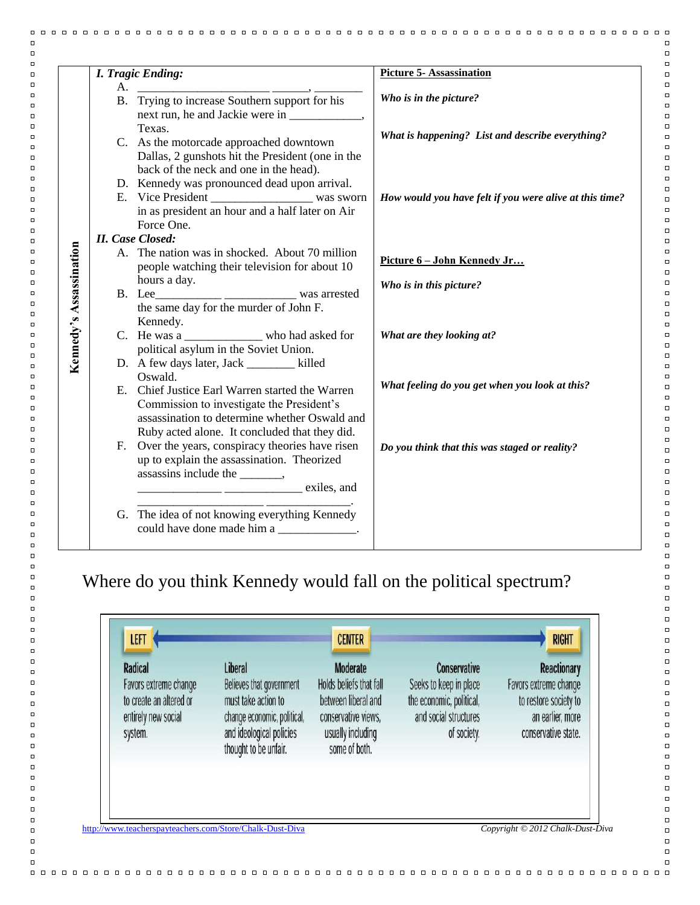| Kennedy's Assassination | | |
|---|---|---|
| | ***I. Tragic Ending:***<br>A. ____________________ ______, ________<br>B. Trying to increase Southern support for his next run, he and Jackie were in ____________, Texas.<br>C. As the motorcade approached downtown Dallas, 2 gunshots hit the President (one in the back of the neck and one in the head).<br>D. Kennedy was pronounced dead upon arrival.<br>E. Vice President ________________ was sworn in as president an hour and a half later on Air Force One.<br>***II. Case Closed:***<br>A. The nation was in shocked. About 70 million people watching their television for about 10 hours a day.<br>B. Lee__________ ___________ was arrested the same day for the murder of John F. Kennedy.<br>C. He was a ____________ who had asked for political asylum in the Soviet Union.<br>D. A few days later, Jack ________ killed Oswald.<br>E. Chief Justice Earl Warren started the Warren Commission to investigate the President's assassination to determine whether Oswald and Ruby acted alone. It concluded that they did.<br>F. Over the years, conspiracy theories have risen up to explain the assassination. Theorized assassins include the _______, _____________ _____________ exiles, and ___________________ _____________.<br>G. The idea of not knowing everything Kennedy could have done made him a _____________. | **Picture 5- Assassination**<br>***Who is in the picture?***<br>***What is happening? List and describe everything?***<br>***How would you have felt if you were alive at this time?***<br>**Picture 6 – John Kennedy Jr…**<br>***Who is in this picture?***<br>***What are they looking at?***<br>***What feeling do you get when you look at this?***<br>***Do you think that this was staged or reality?*** |

Where do you think Kennedy would fall on the political spectrum?

LEFT

CENTER

RIGHT

**Radical**
Favors extreme change to create an altered or entirely new social system.

**Liberal**
Believes that government must take action to change economic, political, and ideological policies thought to be unfair.

**Moderate**
Holds beliefs that fall between liberal and conservative views, usually including some of both.

**Conservative**
Seeks to keep in place the economic, political, and social structures of society.

**Reactionary**
Favors extreme change to restore society to an earlier, more conservative state.

http://www.teacherspayteachers.com/Store/Chalk-Dust-Diva

*Copyright © 2012 Chalk-Dust-Diva*